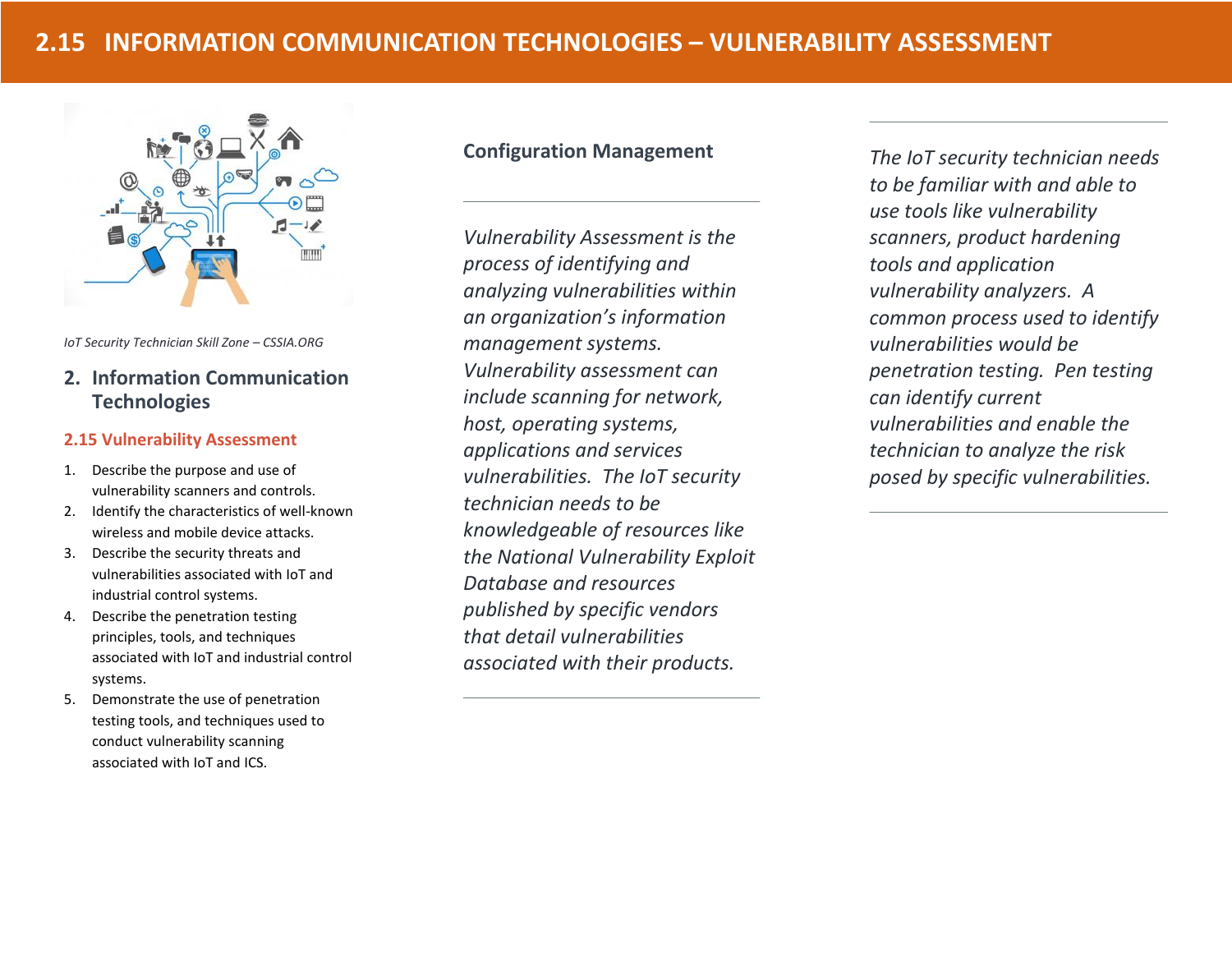# 2.15 INFORMATION COMMUNICATION TECHNOLOGIES – VULNERABILITY ASSESSMENT

*IoT Security Technician Skill Zone – CSSIA.ORG*

## 2. Information Communication Technologies

### 2.15 Vulnerability Assessment

1. Describe the purpose and use of vulnerability scanners and controls.
2. Identify the characteristics of well-known wireless and mobile device attacks.
3. Describe the security threats and vulnerabilities associated with IoT and industrial control systems.
4. Describe the penetration testing principles, tools, and techniques associated with IoT and industrial control systems.
5. Demonstrate the use of penetration testing tools, and techniques used to conduct vulnerability scanning associated with IoT and ICS.

### Configuration Management

*Vulnerability Assessment is the process of identifying and analyzing vulnerabilities within an organization's information management systems. Vulnerability assessment can include scanning for network, host, operating systems, applications and services vulnerabilities. The IoT security technician needs to be knowledgeable of resources like the National Vulnerability Exploit Database and resources published by specific vendors that detail vulnerabilities associated with their products.*

*The IoT security technician needs to be familiar with and able to use tools like vulnerability scanners, product hardening tools and application vulnerability analyzers. A common process used to identify vulnerabilities would be penetration testing. Pen testing can identify current vulnerabilities and enable the technician to analyze the risk posed by specific vulnerabilities.*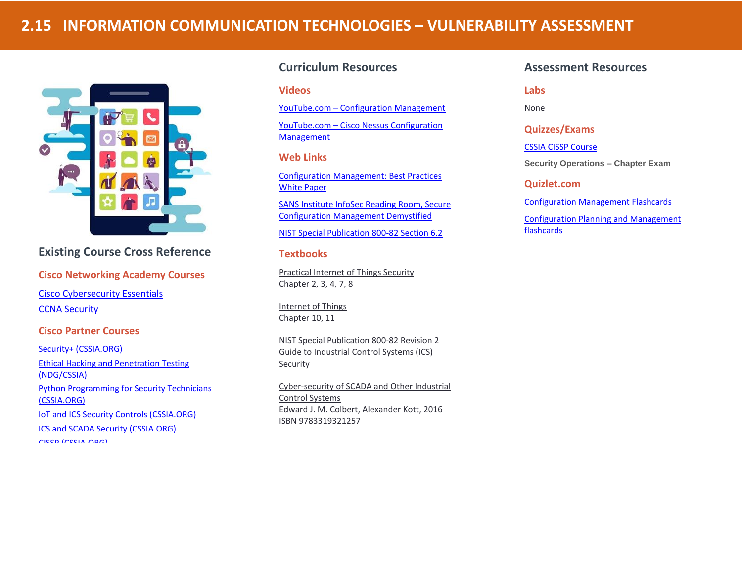# 2.15 INFORMATION COMMUNICATION TECHNOLOGIES – VULNERABILITY ASSESSMENT

## Existing Course Cross Reference

### Cisco Networking Academy Courses

Cisco Cybersecurity Essentials

CCNA Security

### Cisco Partner Courses

Security+ (CSSIA.ORG)

Ethical Hacking and Penetration Testing (NDG/CSSIA)

Python Programming for Security Technicians (CSSIA.ORG)

IoT and ICS Security Controls (CSSIA.ORG)

ICS and SCADA Security (CSSIA.ORG)

CISSP (CSSIA.ORG)

## Curriculum Resources

### Videos

YouTube.com – Configuration Management

YouTube.com – Cisco Nessus Configuration Management

### Web Links

Configuration Management: Best Practices White Paper

SANS Institute InfoSec Reading Room, Secure Configuration Management Demystified

NIST Special Publication 800-82 Section 6.2

### Textbooks

Practical Internet of Things Security
Chapter 2, 3, 4, 7, 8

Internet of Things
Chapter 10, 11

NIST Special Publication 800-82 Revision 2
Guide to Industrial Control Systems (ICS) Security

Cyber-security of SCADA and Other Industrial Control Systems
Edward J. M. Colbert, Alexander Kott, 2016
ISBN 9783319321257

## Assessment Resources

### Labs

None

### Quizzes/Exams

CSSIA CISSP Course

**Security Operations – Chapter Exam**

### Quizlet.com

Configuration Management Flashcards

Configuration Planning and Management flashcards